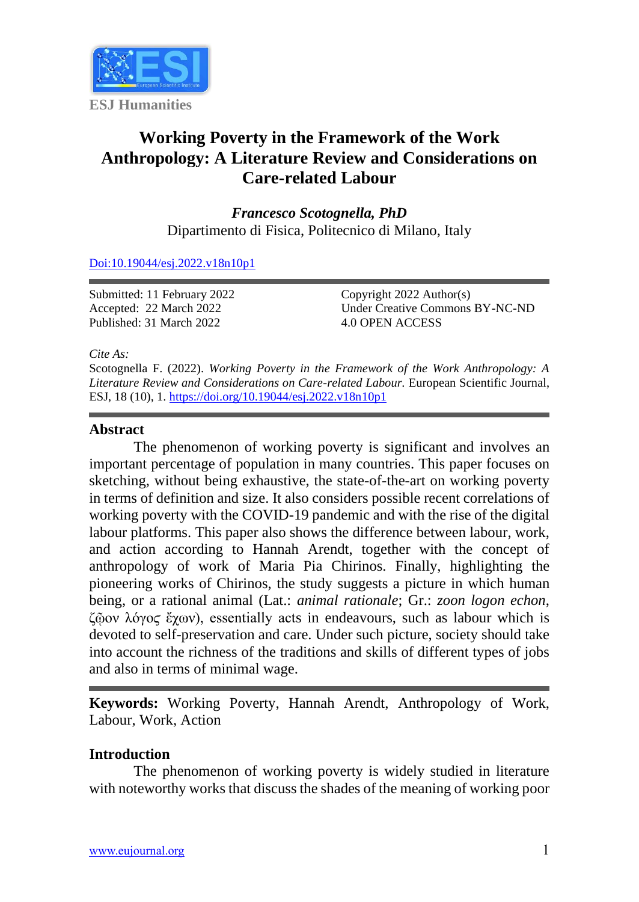ESJ Humanities

# Working Poverty in the Framework of the Work Anthropology: A Literature Review and Considerations on Care-related Labour

***Francesco Scotognella, PhD***
Dipartimento di Fisica, Politecnico di Milano, Italy

Doi:10.19044/esj.2022.v18n10p1

Submitted: 11 February 2022
Accepted: 22 March 2022
Published: 31 March 2022

Copyright 2022 Author(s)
Under Creative Commons BY-NC-ND
4.0 OPEN ACCESS

*Cite As:*
Scotognella F. (2022). *Working Poverty in the Framework of the Work Anthropology: A Literature Review and Considerations on Care-related Labour.* European Scientific Journal, ESJ, 18 (10), 1. https://doi.org/10.19044/esj.2022.v18n10p1

## Abstract

The phenomenon of working poverty is significant and involves an important percentage of population in many countries. This paper focuses on sketching, without being exhaustive, the state-of-the-art on working poverty in terms of definition and size. It also considers possible recent correlations of working poverty with the COVID-19 pandemic and with the rise of the digital labour platforms. This paper also shows the difference between labour, work, and action according to Hannah Arendt, together with the concept of anthropology of work of Maria Pia Chirinos. Finally, highlighting the pioneering works of Chirinos, the study suggests a picture in which human being, or a rational animal (Lat.: *animal rationale*; Gr.: *zoon logon echon*, ζῷον λόγος ἔχων), essentially acts in endeavours, such as labour which is devoted to self-preservation and care. Under such picture, society should take into account the richness of the traditions and skills of different types of jobs and also in terms of minimal wage.

**Keywords:** Working Poverty, Hannah Arendt, Anthropology of Work, Labour, Work, Action

## Introduction

The phenomenon of working poverty is widely studied in literature with noteworthy works that discuss the shades of the meaning of working poor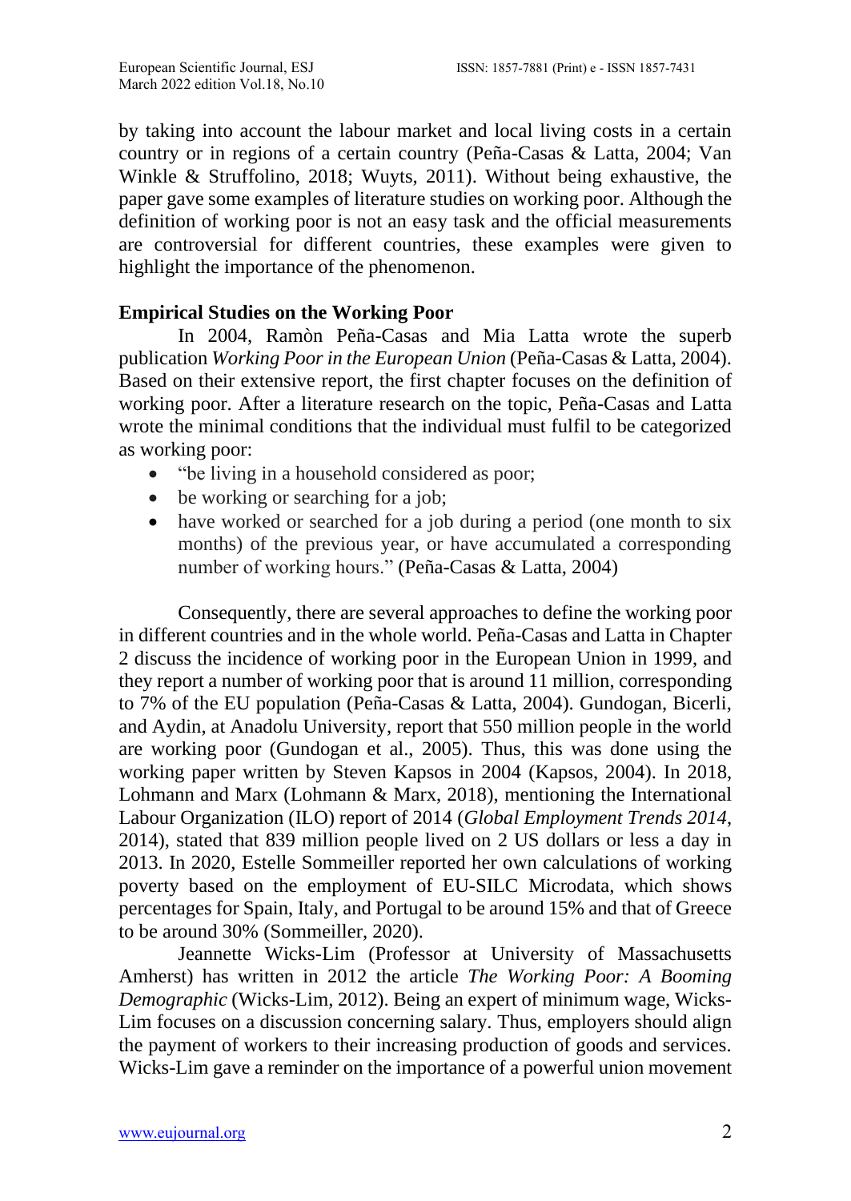by taking into account the labour market and local living costs in a certain country or in regions of a certain country (Peña-Casas & Latta, 2004; Van Winkle & Struffolino, 2018; Wuyts, 2011). Without being exhaustive, the paper gave some examples of literature studies on working poor. Although the definition of working poor is not an easy task and the official measurements are controversial for different countries, these examples were given to highlight the importance of the phenomenon.

## Empirical Studies on the Working Poor

In 2004, Ramòn Peña-Casas and Mia Latta wrote the superb publication *Working Poor in the European Union* (Peña-Casas & Latta, 2004). Based on their extensive report, the first chapter focuses on the definition of working poor. After a literature research on the topic, Peña-Casas and Latta wrote the minimal conditions that the individual must fulfil to be categorized as working poor:

- "be living in a household considered as poor;
- be working or searching for a job;
- have worked or searched for a job during a period (one month to six months) of the previous year, or have accumulated a corresponding number of working hours." (Peña-Casas & Latta, 2004)

Consequently, there are several approaches to define the working poor in different countries and in the whole world. Peña-Casas and Latta in Chapter 2 discuss the incidence of working poor in the European Union in 1999, and they report a number of working poor that is around 11 million, corresponding to 7% of the EU population (Peña-Casas & Latta, 2004). Gundogan, Bicerli, and Aydin, at Anadolu University, report that 550 million people in the world are working poor (Gundogan et al., 2005). Thus, this was done using the working paper written by Steven Kapsos in 2004 (Kapsos, 2004). In 2018, Lohmann and Marx (Lohmann & Marx, 2018), mentioning the International Labour Organization (ILO) report of 2014 (*Global Employment Trends 2014*, 2014), stated that 839 million people lived on 2 US dollars or less a day in 2013. In 2020, Estelle Sommeiller reported her own calculations of working poverty based on the employment of EU-SILC Microdata, which shows percentages for Spain, Italy, and Portugal to be around 15% and that of Greece to be around 30% (Sommeiller, 2020).

Jeannette Wicks-Lim (Professor at University of Massachusetts Amherst) has written in 2012 the article *The Working Poor: A Booming Demographic* (Wicks-Lim, 2012). Being an expert of minimum wage, Wicks-Lim focuses on a discussion concerning salary. Thus, employers should align the payment of workers to their increasing production of goods and services. Wicks-Lim gave a reminder on the importance of a powerful union movement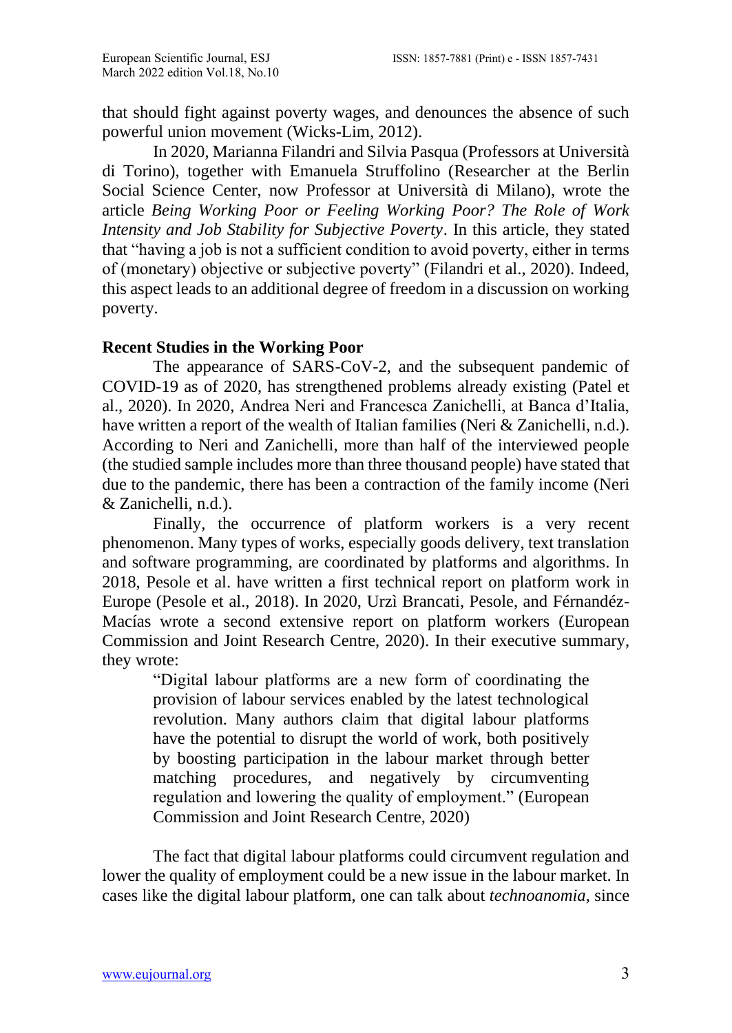that should fight against poverty wages, and denounces the absence of such powerful union movement (Wicks-Lim, 2012).

In 2020, Marianna Filandri and Silvia Pasqua (Professors at Università di Torino), together with Emanuela Struffolino (Researcher at the Berlin Social Science Center, now Professor at Università di Milano), wrote the article *Being Working Poor or Feeling Working Poor? The Role of Work Intensity and Job Stability for Subjective Poverty*. In this article, they stated that "having a job is not a sufficient condition to avoid poverty, either in terms of (monetary) objective or subjective poverty" (Filandri et al., 2020). Indeed, this aspect leads to an additional degree of freedom in a discussion on working poverty.

## Recent Studies in the Working Poor

The appearance of SARS-CoV-2, and the subsequent pandemic of COVID-19 as of 2020, has strengthened problems already existing (Patel et al., 2020). In 2020, Andrea Neri and Francesca Zanichelli, at Banca d'Italia, have written a report of the wealth of Italian families (Neri & Zanichelli, n.d.). According to Neri and Zanichelli, more than half of the interviewed people (the studied sample includes more than three thousand people) have stated that due to the pandemic, there has been a contraction of the family income (Neri & Zanichelli, n.d.).

Finally, the occurrence of platform workers is a very recent phenomenon. Many types of works, especially goods delivery, text translation and software programming, are coordinated by platforms and algorithms. In 2018, Pesole et al. have written a first technical report on platform work in Europe (Pesole et al., 2018). In 2020, Urzì Brancati, Pesole, and Férnandéz-Macías wrote a second extensive report on platform workers (European Commission and Joint Research Centre, 2020). In their executive summary, they wrote:

> "Digital labour platforms are a new form of coordinating the provision of labour services enabled by the latest technological revolution. Many authors claim that digital labour platforms have the potential to disrupt the world of work, both positively by boosting participation in the labour market through better matching procedures, and negatively by circumventing regulation and lowering the quality of employment." (European Commission and Joint Research Centre, 2020)

The fact that digital labour platforms could circumvent regulation and lower the quality of employment could be a new issue in the labour market. In cases like the digital labour platform, one can talk about *technoanomia*, since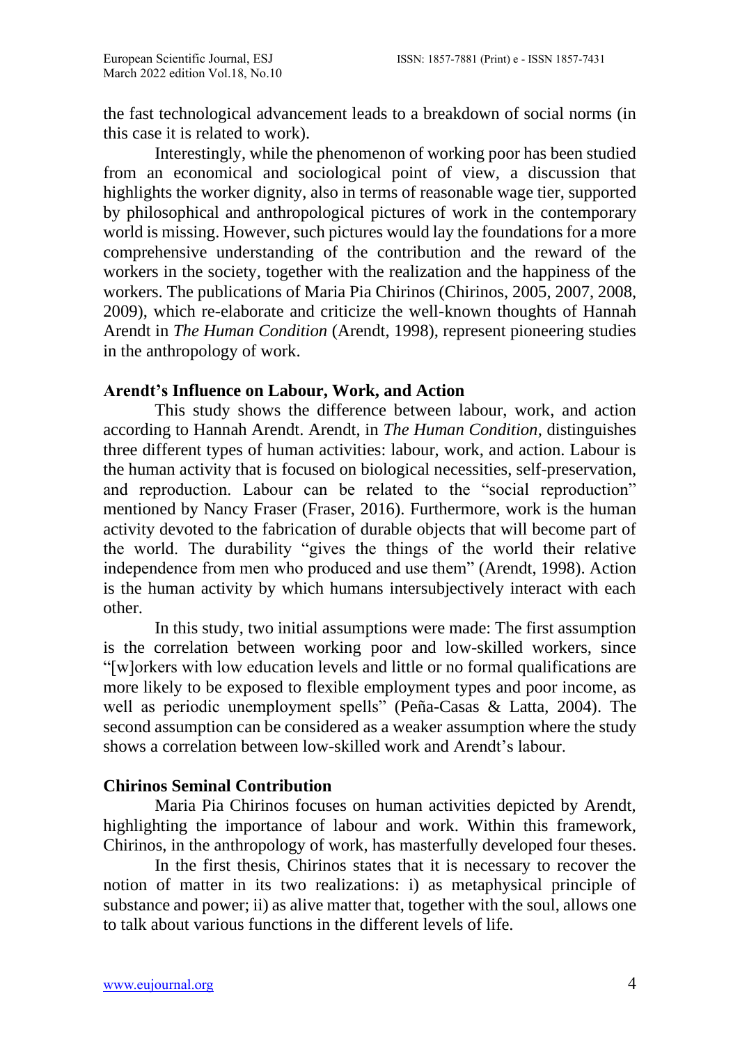the fast technological advancement leads to a breakdown of social norms (in this case it is related to work).

Interestingly, while the phenomenon of working poor has been studied from an economical and sociological point of view, a discussion that highlights the worker dignity, also in terms of reasonable wage tier, supported by philosophical and anthropological pictures of work in the contemporary world is missing. However, such pictures would lay the foundations for a more comprehensive understanding of the contribution and the reward of the workers in the society, together with the realization and the happiness of the workers. The publications of Maria Pia Chirinos (Chirinos, 2005, 2007, 2008, 2009), which re-elaborate and criticize the well-known thoughts of Hannah Arendt in *The Human Condition* (Arendt, 1998), represent pioneering studies in the anthropology of work.

## Arendt's Influence on Labour, Work, and Action

This study shows the difference between labour, work, and action according to Hannah Arendt. Arendt, in *The Human Condition*, distinguishes three different types of human activities: labour, work, and action. Labour is the human activity that is focused on biological necessities, self-preservation, and reproduction. Labour can be related to the "social reproduction" mentioned by Nancy Fraser (Fraser, 2016). Furthermore, work is the human activity devoted to the fabrication of durable objects that will become part of the world. The durability "gives the things of the world their relative independence from men who produced and use them" (Arendt, 1998). Action is the human activity by which humans intersubjectively interact with each other.

In this study, two initial assumptions were made: The first assumption is the correlation between working poor and low-skilled workers, since "[w]orkers with low education levels and little or no formal qualifications are more likely to be exposed to flexible employment types and poor income, as well as periodic unemployment spells" (Peña-Casas & Latta, 2004). The second assumption can be considered as a weaker assumption where the study shows a correlation between low-skilled work and Arendt's labour.

## Chirinos Seminal Contribution

Maria Pia Chirinos focuses on human activities depicted by Arendt, highlighting the importance of labour and work. Within this framework, Chirinos, in the anthropology of work, has masterfully developed four theses.

In the first thesis, Chirinos states that it is necessary to recover the notion of matter in its two realizations: i) as metaphysical principle of substance and power; ii) as alive matter that, together with the soul, allows one to talk about various functions in the different levels of life.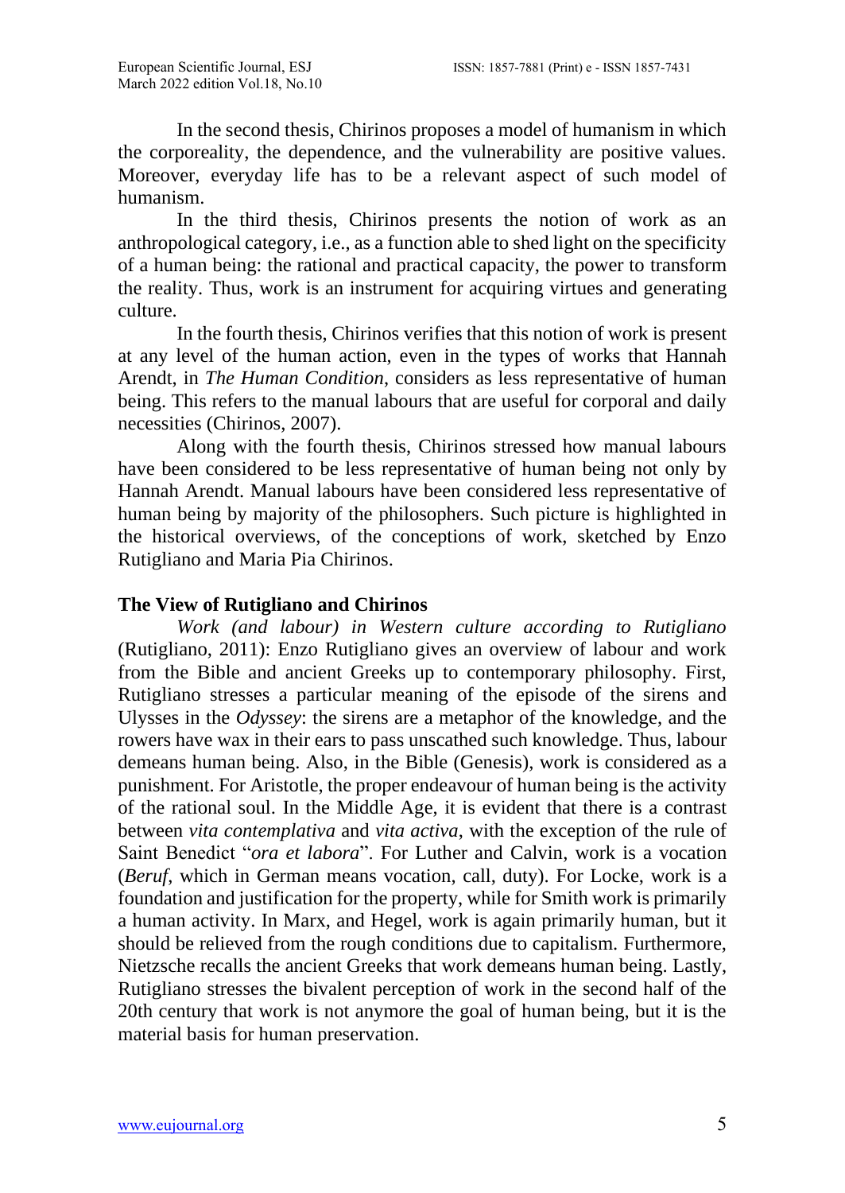In the second thesis, Chirinos proposes a model of humanism in which the corporeality, the dependence, and the vulnerability are positive values. Moreover, everyday life has to be a relevant aspect of such model of humanism.

In the third thesis, Chirinos presents the notion of work as an anthropological category, i.e., as a function able to shed light on the specificity of a human being: the rational and practical capacity, the power to transform the reality. Thus, work is an instrument for acquiring virtues and generating culture.

In the fourth thesis, Chirinos verifies that this notion of work is present at any level of the human action, even in the types of works that Hannah Arendt, in *The Human Condition*, considers as less representative of human being. This refers to the manual labours that are useful for corporal and daily necessities (Chirinos, 2007).

Along with the fourth thesis, Chirinos stressed how manual labours have been considered to be less representative of human being not only by Hannah Arendt. Manual labours have been considered less representative of human being by majority of the philosophers. Such picture is highlighted in the historical overviews, of the conceptions of work, sketched by Enzo Rutigliano and Maria Pia Chirinos.

## The View of Rutigliano and Chirinos

*Work (and labour) in Western culture according to Rutigliano* (Rutigliano, 2011): Enzo Rutigliano gives an overview of labour and work from the Bible and ancient Greeks up to contemporary philosophy. First, Rutigliano stresses a particular meaning of the episode of the sirens and Ulysses in the *Odyssey*: the sirens are a metaphor of the knowledge, and the rowers have wax in their ears to pass unscathed such knowledge. Thus, labour demeans human being. Also, in the Bible (Genesis), work is considered as a punishment. For Aristotle, the proper endeavour of human being is the activity of the rational soul. In the Middle Age, it is evident that there is a contrast between *vita contemplativa* and *vita activa*, with the exception of the rule of Saint Benedict "*ora et labora*". For Luther and Calvin, work is a vocation (*Beruf*, which in German means vocation, call, duty). For Locke, work is a foundation and justification for the property, while for Smith work is primarily a human activity. In Marx, and Hegel, work is again primarily human, but it should be relieved from the rough conditions due to capitalism. Furthermore, Nietzsche recalls the ancient Greeks that work demeans human being. Lastly, Rutigliano stresses the bivalent perception of work in the second half of the 20th century that work is not anymore the goal of human being, but it is the material basis for human preservation.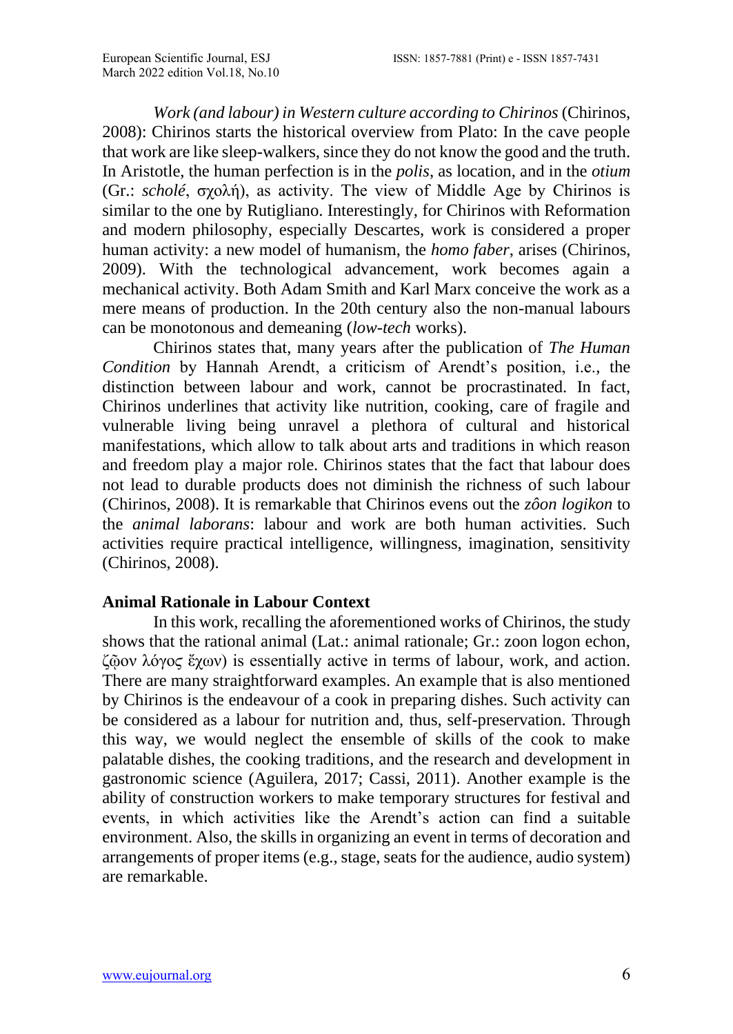*Work (and labour) in Western culture according to Chirinos* (Chirinos, 2008): Chirinos starts the historical overview from Plato: In the cave people that work are like sleep-walkers, since they do not know the good and the truth. In Aristotle, the human perfection is in the *polis*, as location, and in the *otium* (Gr.: *scholé*, σχολή), as activity. The view of Middle Age by Chirinos is similar to the one by Rutigliano. Interestingly, for Chirinos with Reformation and modern philosophy, especially Descartes, work is considered a proper human activity: a new model of humanism, the *homo faber*, arises (Chirinos, 2009). With the technological advancement, work becomes again a mechanical activity. Both Adam Smith and Karl Marx conceive the work as a mere means of production. In the 20th century also the non-manual labours can be monotonous and demeaning (*low-tech* works).

Chirinos states that, many years after the publication of *The Human Condition* by Hannah Arendt, a criticism of Arendt's position, i.e., the distinction between labour and work, cannot be procrastinated. In fact, Chirinos underlines that activity like nutrition, cooking, care of fragile and vulnerable living being unravel a plethora of cultural and historical manifestations, which allow to talk about arts and traditions in which reason and freedom play a major role. Chirinos states that the fact that labour does not lead to durable products does not diminish the richness of such labour (Chirinos, 2008). It is remarkable that Chirinos evens out the *zôon logikon* to the *animal laborans*: labour and work are both human activities. Such activities require practical intelligence, willingness, imagination, sensitivity (Chirinos, 2008).

**Animal Rationale in Labour Context**

In this work, recalling the aforementioned works of Chirinos, the study shows that the rational animal (Lat.: animal rationale; Gr.: zoon logon echon, ζῷον λόγος ἔχων) is essentially active in terms of labour, work, and action. There are many straightforward examples. An example that is also mentioned by Chirinos is the endeavour of a cook in preparing dishes. Such activity can be considered as a labour for nutrition and, thus, self-preservation. Through this way, we would neglect the ensemble of skills of the cook to make palatable dishes, the cooking traditions, and the research and development in gastronomic science (Aguilera, 2017; Cassi, 2011). Another example is the ability of construction workers to make temporary structures for festival and events, in which activities like the Arendt's action can find a suitable environment. Also, the skills in organizing an event in terms of decoration and arrangements of proper items (e.g., stage, seats for the audience, audio system) are remarkable.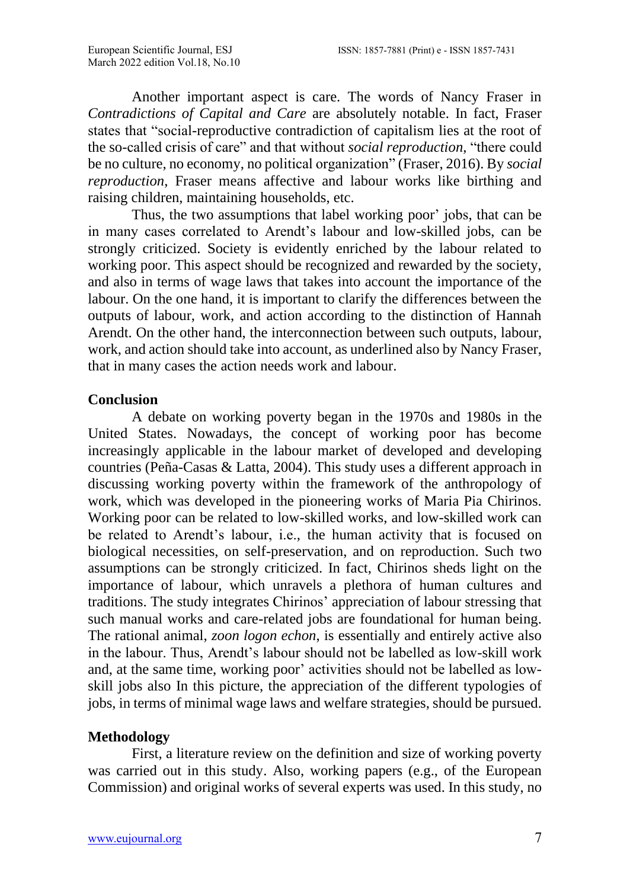Another important aspect is care. The words of Nancy Fraser in *Contradictions of Capital and Care* are absolutely notable. In fact, Fraser states that "social-reproductive contradiction of capitalism lies at the root of the so-called crisis of care" and that without *social reproduction*, "there could be no culture, no economy, no political organization" (Fraser, 2016). By *social reproduction*, Fraser means affective and labour works like birthing and raising children, maintaining households, etc.

Thus, the two assumptions that label working poor' jobs, that can be in many cases correlated to Arendt's labour and low-skilled jobs, can be strongly criticized. Society is evidently enriched by the labour related to working poor. This aspect should be recognized and rewarded by the society, and also in terms of wage laws that takes into account the importance of the labour. On the one hand, it is important to clarify the differences between the outputs of labour, work, and action according to the distinction of Hannah Arendt. On the other hand, the interconnection between such outputs, labour, work, and action should take into account, as underlined also by Nancy Fraser, that in many cases the action needs work and labour.

## Conclusion

A debate on working poverty began in the 1970s and 1980s in the United States. Nowadays, the concept of working poor has become increasingly applicable in the labour market of developed and developing countries (Peña-Casas & Latta, 2004). This study uses a different approach in discussing working poverty within the framework of the anthropology of work, which was developed in the pioneering works of Maria Pia Chirinos. Working poor can be related to low-skilled works, and low-skilled work can be related to Arendt's labour, i.e., the human activity that is focused on biological necessities, on self-preservation, and on reproduction. Such two assumptions can be strongly criticized. In fact, Chirinos sheds light on the importance of labour, which unravels a plethora of human cultures and traditions. The study integrates Chirinos' appreciation of labour stressing that such manual works and care-related jobs are foundational for human being. The rational animal, *zoon logon echon*, is essentially and entirely active also in the labour. Thus, Arendt's labour should not be labelled as low-skill work and, at the same time, working poor' activities should not be labelled as low-skill jobs also In this picture, the appreciation of the different typologies of jobs, in terms of minimal wage laws and welfare strategies, should be pursued.

## Methodology

First, a literature review on the definition and size of working poverty was carried out in this study. Also, working papers (e.g., of the European Commission) and original works of several experts was used. In this study, no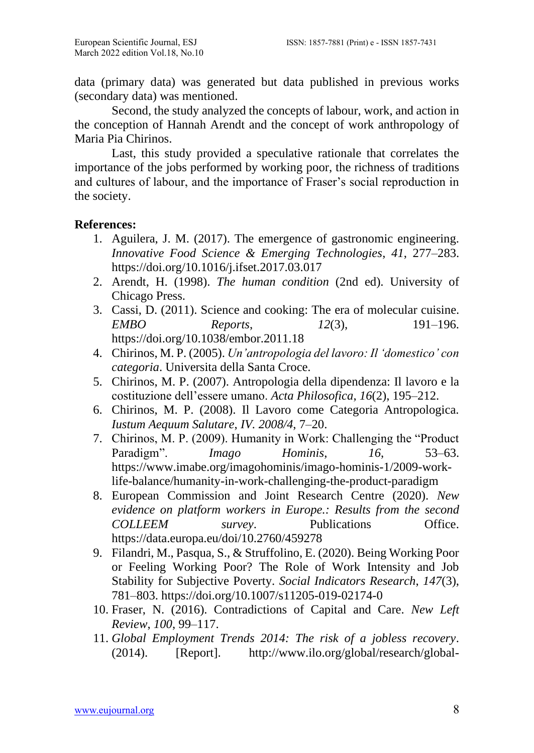data (primary data) was generated but data published in previous works (secondary data) was mentioned.

Second, the study analyzed the concepts of labour, work, and action in the conception of Hannah Arendt and the concept of work anthropology of Maria Pia Chirinos.

Last, this study provided a speculative rationale that correlates the importance of the jobs performed by working poor, the richness of traditions and cultures of labour, and the importance of Fraser's social reproduction in the society.

**References:**

1. Aguilera, J. M. (2017). The emergence of gastronomic engineering. *Innovative Food Science & Emerging Technologies*, *41*, 277–283. https://doi.org/10.1016/j.ifset.2017.03.017
2. Arendt, H. (1998). *The human condition* (2nd ed). University of Chicago Press.
3. Cassi, D. (2011). Science and cooking: The era of molecular cuisine. *EMBO Reports*, *12*(3), 191–196. https://doi.org/10.1038/embor.2011.18
4. Chirinos, M. P. (2005). *Un'antropologia del lavoro: Il 'domestico' con categoria*. Universita della Santa Croce.
5. Chirinos, M. P. (2007). Antropologia della dipendenza: Il lavoro e la costituzione dell'essere umano. *Acta Philosofica*, *16*(2), 195–212.
6. Chirinos, M. P. (2008). Il Lavoro come Categoria Antropologica. *Iustum Aequum Salutare*, *IV. 2008/4*, 7–20.
7. Chirinos, M. P. (2009). Humanity in Work: Challenging the "Product Paradigm". *Imago Hominis*, *16*, 53–63. https://www.imabe.org/imagohominis/imago-hominis-1/2009-work-life-balance/humanity-in-work-challenging-the-product-paradigm
8. European Commission and Joint Research Centre (2020). *New evidence on platform workers in Europe.: Results from the second COLLEEM survey*. Publications Office. https://data.europa.eu/doi/10.2760/459278
9. Filandri, M., Pasqua, S., & Struffolino, E. (2020). Being Working Poor or Feeling Working Poor? The Role of Work Intensity and Job Stability for Subjective Poverty. *Social Indicators Research*, *147*(3), 781–803. https://doi.org/10.1007/s11205-019-02174-0
10. Fraser, N. (2016). Contradictions of Capital and Care. *New Left Review*, *100*, 99–117.
11. *Global Employment Trends 2014: The risk of a jobless recovery*. (2014). [Report]. http://www.ilo.org/global/research/global-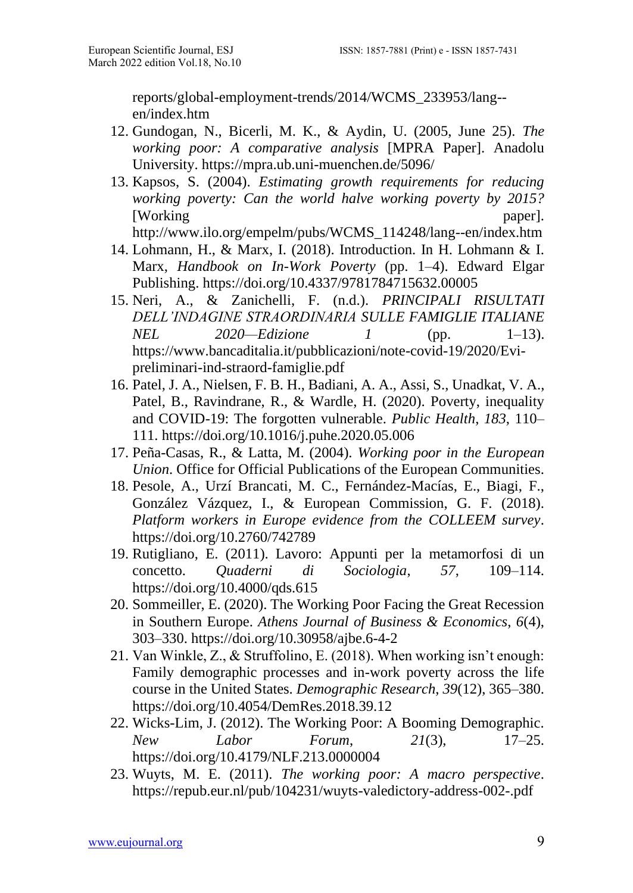reports/global-employment-trends/2014/WCMS_233953/lang--en/index.htm

12. Gundogan, N., Bicerli, M. K., & Aydin, U. (2005, June 25). *The working poor: A comparative analysis* [MPRA Paper]. Anadolu University. https://mpra.ub.uni-muenchen.de/5096/
13. Kapsos, S. (2004). *Estimating growth requirements for reducing working poverty: Can the world halve working poverty by 2015?* [Working paper]. http://www.ilo.org/empelm/pubs/WCMS_114248/lang--en/index.htm
14. Lohmann, H., & Marx, I. (2018). Introduction. In H. Lohmann & I. Marx, *Handbook on In-Work Poverty* (pp. 1–4). Edward Elgar Publishing. https://doi.org/10.4337/9781784715632.00005
15. Neri, A., & Zanichelli, F. (n.d.). *PRINCIPALI RISULTATI DELL'INDAGINE STRAORDINARIA SULLE FAMIGLIE ITALIANE NEL 2020—Edizione 1* (pp. 1–13). https://www.bancaditalia.it/pubblicazioni/note-covid-19/2020/Evi-preliminari-ind-straord-famiglie.pdf
16. Patel, J. A., Nielsen, F. B. H., Badiani, A. A., Assi, S., Unadkat, V. A., Patel, B., Ravindrane, R., & Wardle, H. (2020). Poverty, inequality and COVID-19: The forgotten vulnerable. *Public Health*, *183*, 110–111. https://doi.org/10.1016/j.puhe.2020.05.006
17. Peña-Casas, R., & Latta, M. (2004). *Working poor in the European Union*. Office for Official Publications of the European Communities.
18. Pesole, A., Urzí Brancati, M. C., Fernández-Macías, E., Biagi, F., González Vázquez, I., & European Commission, G. F. (2018). *Platform workers in Europe evidence from the COLLEEM survey*. https://doi.org/10.2760/742789
19. Rutigliano, E. (2011). Lavoro: Appunti per la metamorfosi di un concetto. *Quaderni di Sociologia*, *57*, 109–114. https://doi.org/10.4000/qds.615
20. Sommeiller, E. (2020). The Working Poor Facing the Great Recession in Southern Europe. *Athens Journal of Business & Economics*, *6*(4), 303–330. https://doi.org/10.30958/ajbe.6-4-2
21. Van Winkle, Z., & Struffolino, E. (2018). When working isn't enough: Family demographic processes and in-work poverty across the life course in the United States. *Demographic Research*, *39*(12), 365–380. https://doi.org/10.4054/DemRes.2018.39.12
22. Wicks-Lim, J. (2012). The Working Poor: A Booming Demographic. *New Labor Forum*, *21*(3), 17–25. https://doi.org/10.4179/NLF.213.0000004
23. Wuyts, M. E. (2011). *The working poor: A macro perspective*. https://repub.eur.nl/pub/104231/wuyts-valedictory-address-002-.pdf